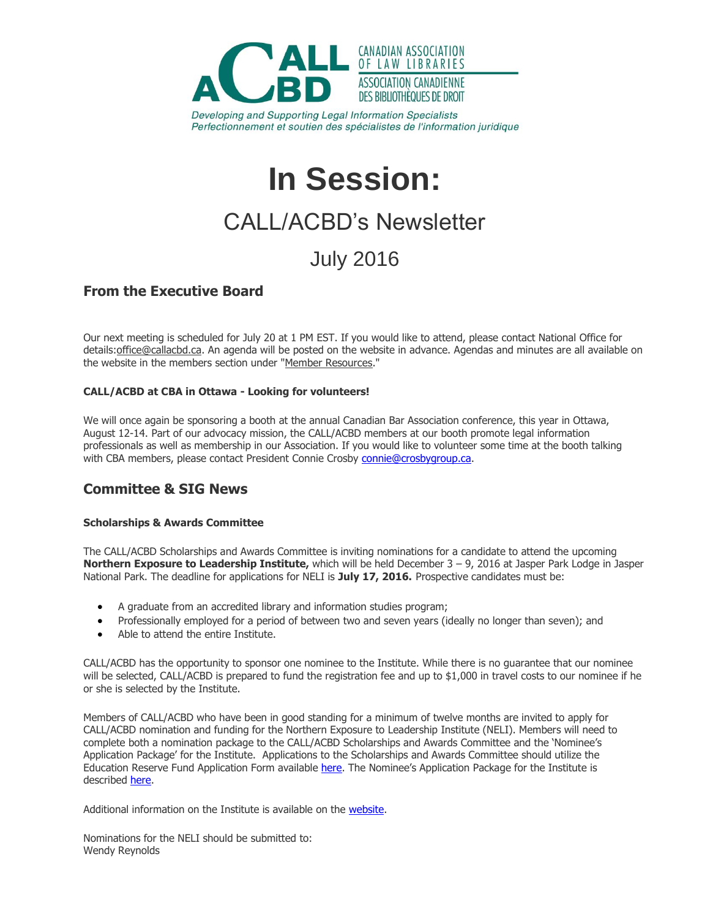CANADIAN ASSOCIATION OF LAW LIBRARIES
ASSOCIATION CANADIENNE DES BIBLIOTHÈQUES DE DROIT

*Developing and Supporting Legal Information Specialists*
*Perfectionnement et soutien des spécialistes de l'information juridique*

# In Session:

## CALL/ACBD's Newsletter

## July 2016

## From the Executive Board

Our next meeting is scheduled for July 20 at 1 PM EST. If you would like to attend, please contact National Office for details:office@callacbd.ca. An agenda will be posted on the website in advance. Agendas and minutes are all available on the website in the members section under "Member Resources."

**CALL/ACBD at CBA in Ottawa - Looking for volunteers!**

We will once again be sponsoring a booth at the annual Canadian Bar Association conference, this year in Ottawa, August 12-14. Part of our advocacy mission, the CALL/ACBD members at our booth promote legal information professionals as well as membership in our Association. If you would like to volunteer some time at the booth talking with CBA members, please contact President Connie Crosby connie@crosbygroup.ca.

## Committee & SIG News

**Scholarships & Awards Committee**

The CALL/ACBD Scholarships and Awards Committee is inviting nominations for a candidate to attend the upcoming **Northern Exposure to Leadership Institute,** which will be held December 3 – 9, 2016 at Jasper Park Lodge in Jasper National Park. The deadline for applications for NELI is **July 17, 2016.** Prospective candidates must be:

- A graduate from an accredited library and information studies program;
- Professionally employed for a period of between two and seven years (ideally no longer than seven); and
- Able to attend the entire Institute.

CALL/ACBD has the opportunity to sponsor one nominee to the Institute. While there is no guarantee that our nominee will be selected, CALL/ACBD is prepared to fund the registration fee and up to $1,000 in travel costs to our nominee if he or she is selected by the Institute.

Members of CALL/ACBD who have been in good standing for a minimum of twelve months are invited to apply for CALL/ACBD nomination and funding for the Northern Exposure to Leadership Institute (NELI). Members will need to complete both a nomination package to the CALL/ACBD Scholarships and Awards Committee and the 'Nominee's Application Package' for the Institute. Applications to the Scholarships and Awards Committee should utilize the Education Reserve Fund Application Form available here. The Nominee's Application Package for the Institute is described here.

Additional information on the Institute is available on the website.

Nominations for the NELI should be submitted to:
Wendy Reynolds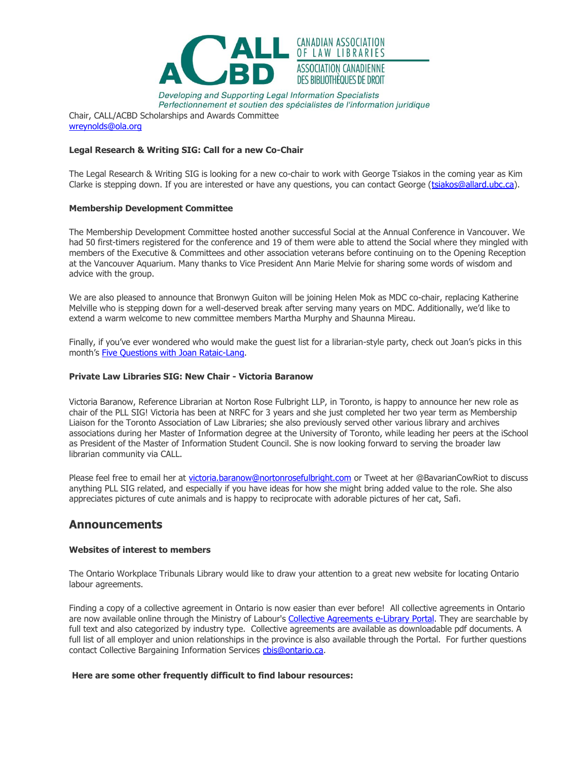Chair, CALL/ACBD Scholarships and Awards Committee
wreynolds@ola.org

**Legal Research & Writing SIG: Call for a new Co-Chair**

The Legal Research & Writing SIG is looking for a new co-chair to work with George Tsiakos in the coming year as Kim Clarke is stepping down. If you are interested or have any questions, you can contact George (tsiakos@allard.ubc.ca).

**Membership Development Committee**

The Membership Development Committee hosted another successful Social at the Annual Conference in Vancouver. We had 50 first-timers registered for the conference and 19 of them were able to attend the Social where they mingled with members of the Executive & Committees and other association veterans before continuing on to the Opening Reception at the Vancouver Aquarium. Many thanks to Vice President Ann Marie Melvie for sharing some words of wisdom and advice with the group.

We are also pleased to announce that Bronwyn Guiton will be joining Helen Mok as MDC co-chair, replacing Katherine Melville who is stepping down for a well-deserved break after serving many years on MDC. Additionally, we'd like to extend a warm welcome to new committee members Martha Murphy and Shaunna Mireau.

Finally, if you've ever wondered who would make the guest list for a librarian-style party, check out Joan's picks in this month's Five Questions with Joan Rataic-Lang.

**Private Law Libraries SIG: New Chair - Victoria Baranow**

Victoria Baranow, Reference Librarian at Norton Rose Fulbright LLP, in Toronto, is happy to announce her new role as chair of the PLL SIG! Victoria has been at NRFC for 3 years and she just completed her two year term as Membership Liaison for the Toronto Association of Law Libraries; she also previously served other various library and archives associations during her Master of Information degree at the University of Toronto, while leading her peers at the iSchool as President of the Master of Information Student Council. She is now looking forward to serving the broader law librarian community via CALL.

Please feel free to email her at victoria.baranow@nortonrosefulbright.com or Tweet at her @BavarianCowRiot to discuss anything PLL SIG related, and especially if you have ideas for how she might bring added value to the role. She also appreciates pictures of cute animals and is happy to reciprocate with adorable pictures of her cat, Safi.

## Announcements

**Websites of interest to members**

The Ontario Workplace Tribunals Library would like to draw your attention to a great new website for locating Ontario labour agreements.

Finding a copy of a collective agreement in Ontario is now easier than ever before! All collective agreements in Ontario are now available online through the Ministry of Labour's Collective Agreements e-Library Portal. They are searchable by full text and also categorized by industry type. Collective agreements are available as downloadable pdf documents. A full list of all employer and union relationships in the province is also available through the Portal. For further questions contact Collective Bargaining Information Services cbis@ontario.ca.

**Here are some other frequently difficult to find labour resources:**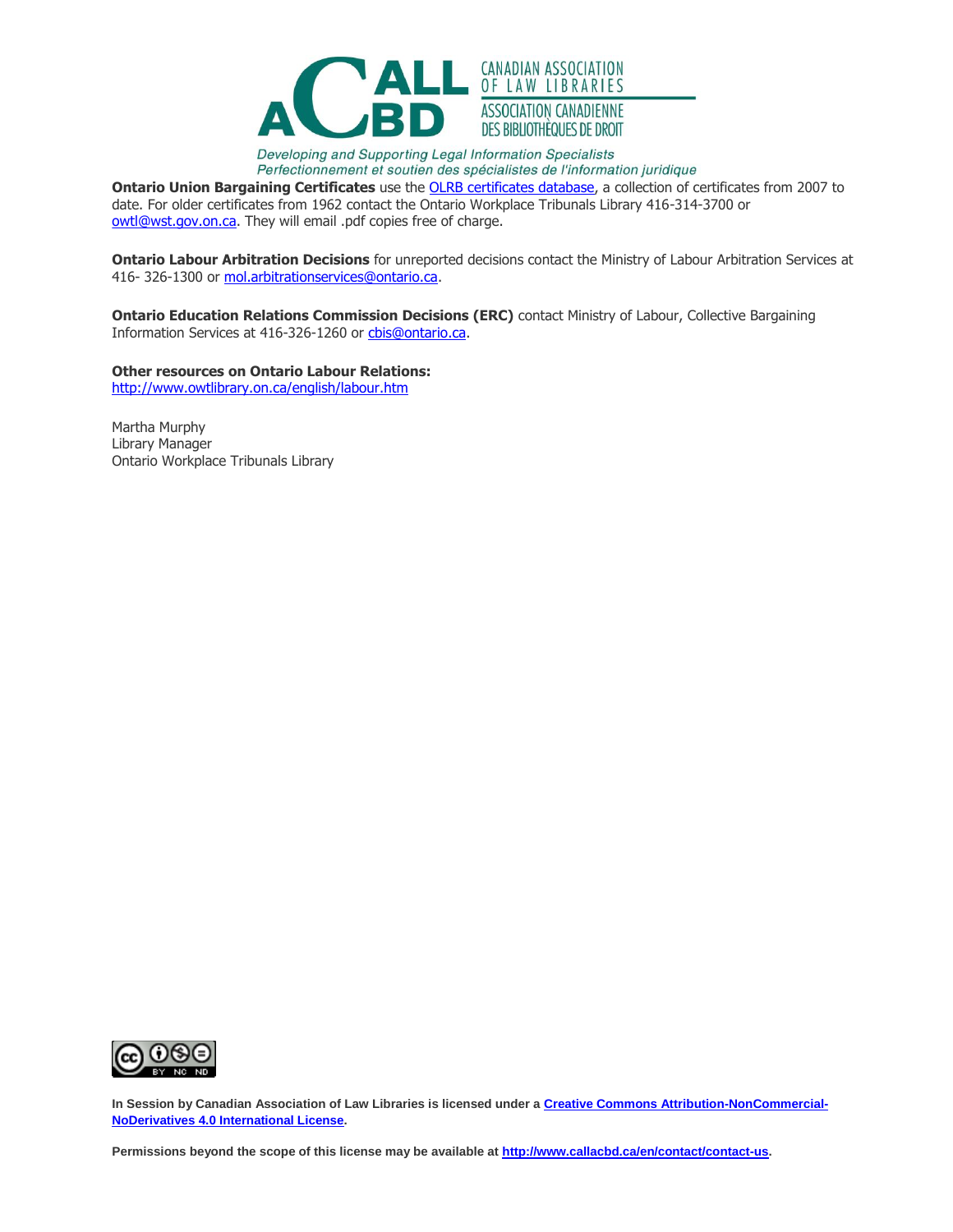**Ontario Union Bargaining Certificates** use the OLRB certificates database, a collection of certificates from 2007 to date. For older certificates from 1962 contact the Ontario Workplace Tribunals Library 416-314-3700 or owtl@wst.gov.on.ca. They will email .pdf copies free of charge.

**Ontario Labour Arbitration Decisions** for unreported decisions contact the Ministry of Labour Arbitration Services at 416- 326-1300 or mol.arbitrationservices@ontario.ca.

**Ontario Education Relations Commission Decisions (ERC)** contact Ministry of Labour, Collective Bargaining Information Services at 416-326-1260 or cbis@ontario.ca.

**Other resources on Ontario Labour Relations:**
http://www.owtlibrary.on.ca/english/labour.htm

Martha Murphy
Library Manager
Ontario Workplace Tribunals Library

**In Session by Canadian Association of Law Libraries is licensed under a Creative Commons Attribution-NonCommercial-NoDerivatives 4.0 International License.**

**Permissions beyond the scope of this license may be available at http://www.callacbd.ca/en/contact/contact-us.**